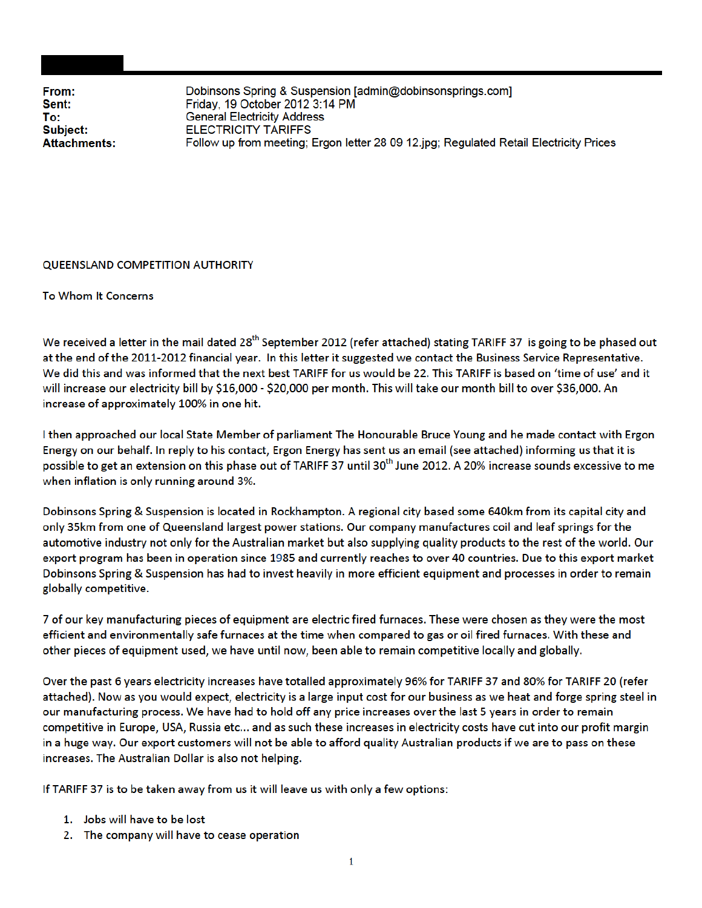**From:** Dobinsons Spring & Suspension [admin@dobinsonsprings.com]
**Sent:** Friday, 19 October 2012 3:14 PM
**To:** General Electricity Address
**Subject:** ELECTRICITY TARIFFS
**Attachments:** Follow up from meeting; Ergon letter 28 09 12.jpg; Regulated Retail Electricity Prices

QUEENSLAND COMPETITION AUTHORITY

To Whom It Concerns

We received a letter in the mail dated 28th September 2012 (refer attached) stating TARIFF 37 is going to be phased out at the end of the 2011-2012 financial year. In this letter it suggested we contact the Business Service Representative. We did this and was informed that the next best TARIFF for us would be 22. This TARIFF is based on 'time of use' and it will increase our electricity bill by $16,000 - $20,000 per month. This will take our month bill to over $36,000. An increase of approximately 100% in one hit.

I then approached our local State Member of parliament The Honourable Bruce Young and he made contact with Ergon Energy on our behalf. In reply to his contact, Ergon Energy has sent us an email (see attached) informing us that it is possible to get an extension on this phase out of TARIFF 37 until 30th June 2012. A 20% increase sounds excessive to me when inflation is only running around 3%.

Dobinsons Spring & Suspension is located in Rockhampton. A regional city based some 640km from its capital city and only 35km from one of Queensland largest power stations. Our company manufactures coil and leaf springs for the automotive industry not only for the Australian market but also supplying quality products to the rest of the world. Our export program has been in operation since 1985 and currently reaches to over 40 countries. Due to this export market Dobinsons Spring & Suspension has had to invest heavily in more efficient equipment and processes in order to remain globally competitive.

7 of our key manufacturing pieces of equipment are electric fired furnaces. These were chosen as they were the most efficient and environmentally safe furnaces at the time when compared to gas or oil fired furnaces. With these and other pieces of equipment used, we have until now, been able to remain competitive locally and globally.

Over the past 6 years electricity increases have totalled approximately 96% for TARIFF 37 and 80% for TARIFF 20 (refer attached). Now as you would expect, electricity is a large input cost for our business as we heat and forge spring steel in our manufacturing process. We have had to hold off any price increases over the last 5 years in order to remain competitive in Europe, USA, Russia etc... and as such these increases in electricity costs have cut into our profit margin in a huge way. Our export customers will not be able to afford quality Australian products if we are to pass on these increases. The Australian Dollar is also not helping.

If TARIFF 37 is to be taken away from us it will leave us with only a few options:

1. Jobs will have to be lost
2. The company will have to cease operation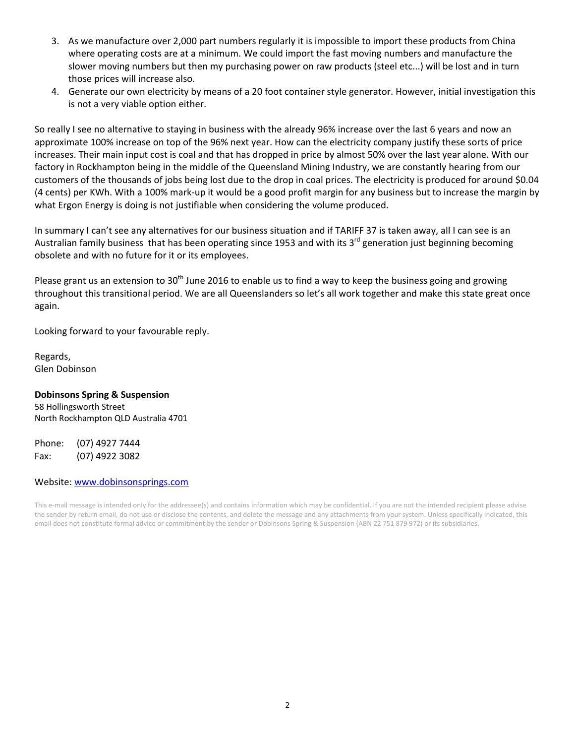3. As we manufacture over 2,000 part numbers regularly it is impossible to import these products from China where operating costs are at a minimum. We could import the fast moving numbers and manufacture the slower moving numbers but then my purchasing power on raw products (steel etc...) will be lost and in turn those prices will increase also.
4. Generate our own electricity by means of a 20 foot container style generator. However, initial investigation this is not a very viable option either.

So really I see no alternative to staying in business with the already 96% increase over the last 6 years and now an approximate 100% increase on top of the 96% next year. How can the electricity company justify these sorts of price increases. Their main input cost is coal and that has dropped in price by almost 50% over the last year alone. With our factory in Rockhampton being in the middle of the Queensland Mining Industry, we are constantly hearing from our customers of the thousands of jobs being lost due to the drop in coal prices. The electricity is produced for around $0.04 (4 cents) per KWh. With a 100% mark-up it would be a good profit margin for any business but to increase the margin by what Ergon Energy is doing is not justifiable when considering the volume produced.

In summary I can't see any alternatives for our business situation and if TARIFF 37 is taken away, all I can see is an Australian family business that has been operating since 1953 and with its 3rd generation just beginning becoming obsolete and with no future for it or its employees.

Please grant us an extension to 30th June 2016 to enable us to find a way to keep the business going and growing throughout this transitional period. We are all Queenslanders so let's all work together and make this state great once again.

Looking forward to your favourable reply.

Regards,
Glen Dobinson

**Dobinsons Spring & Suspension**
58 Hollingsworth Street
North Rockhampton QLD Australia 4701

Phone: (07) 4927 7444
Fax: (07) 4922 3082

Website: [www.dobinsonsprings.com](http://www.dobinsonsprings.com)

This e-mail message is intended only for the addressee(s) and contains information which may be confidential. If you are not the intended recipient please advise the sender by return email, do not use or disclose the contents, and delete the message and any attachments from your system. Unless specifically indicated, this email does not constitute formal advice or commitment by the sender or Dobinsons Spring & Suspension (ABN 22 751 879 972) or its subsidiaries.